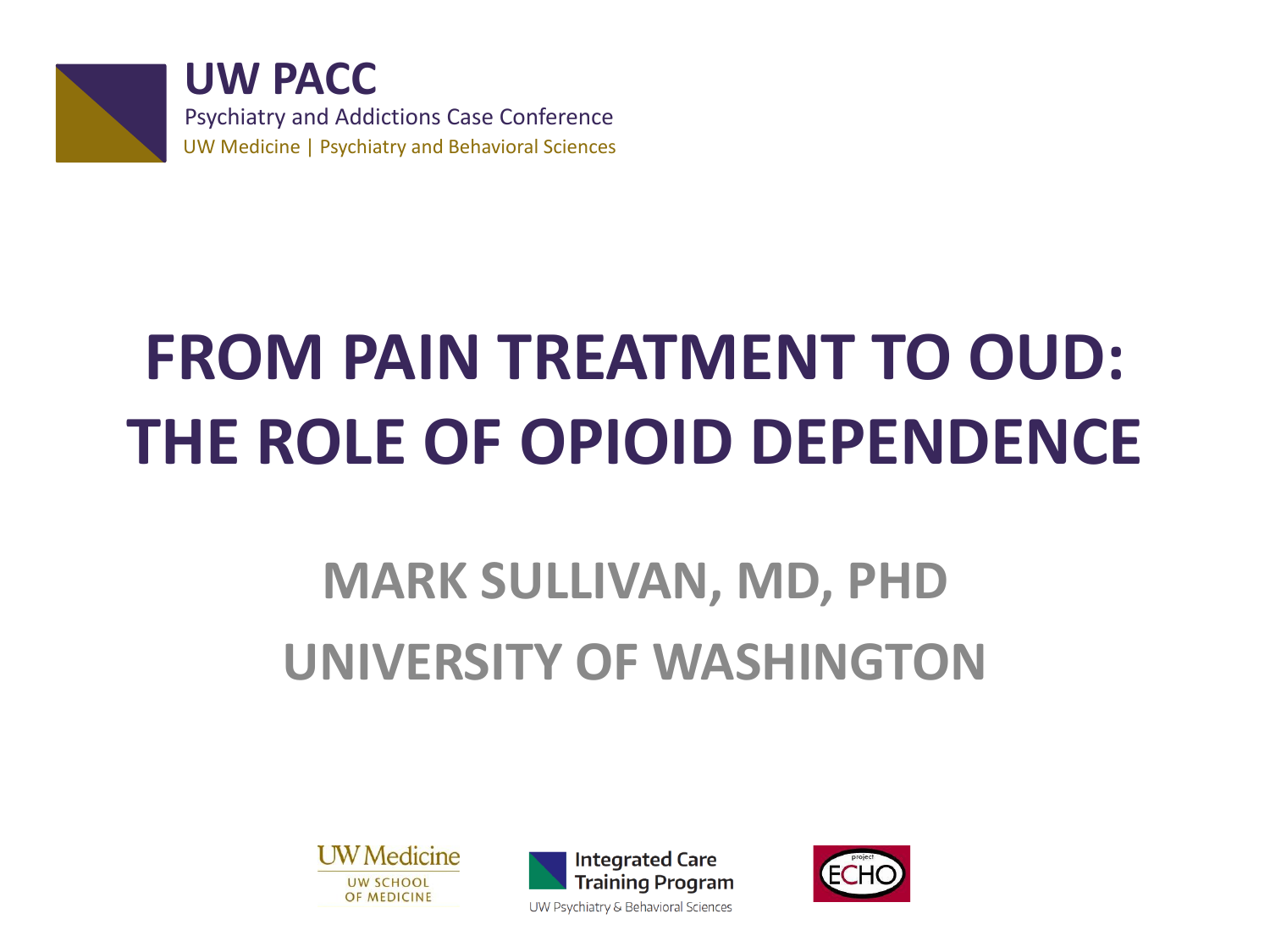**UW PACC**

Psychiatry and Addictions Case Conference

UW Medicine | Psychiatry and Behavioral Sciences

# FROM PAIN TREATMENT TO OUD: THE ROLE OF OPIOID DEPENDENCE

## MARK SULLIVAN, MD, PHD

## UNIVERSITY OF WASHINGTON

UW Medicine UW SCHOOL OF MEDICINE

Integrated Care Training Program
UW Psychiatry & Behavioral Sciences

project ECHO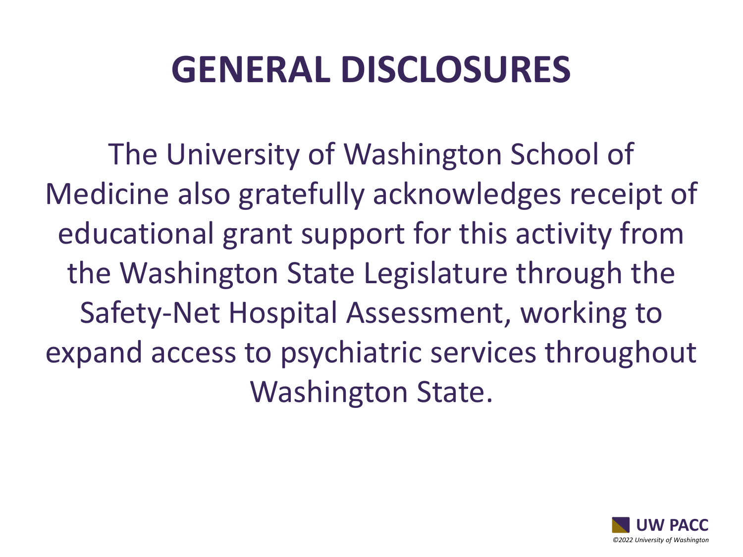# GENERAL DISCLOSURES

The University of Washington School of Medicine also gratefully acknowledges receipt of educational grant support for this activity from the Washington State Legislature through the Safety-Net Hospital Assessment, working to expand access to psychiatric services throughout Washington State.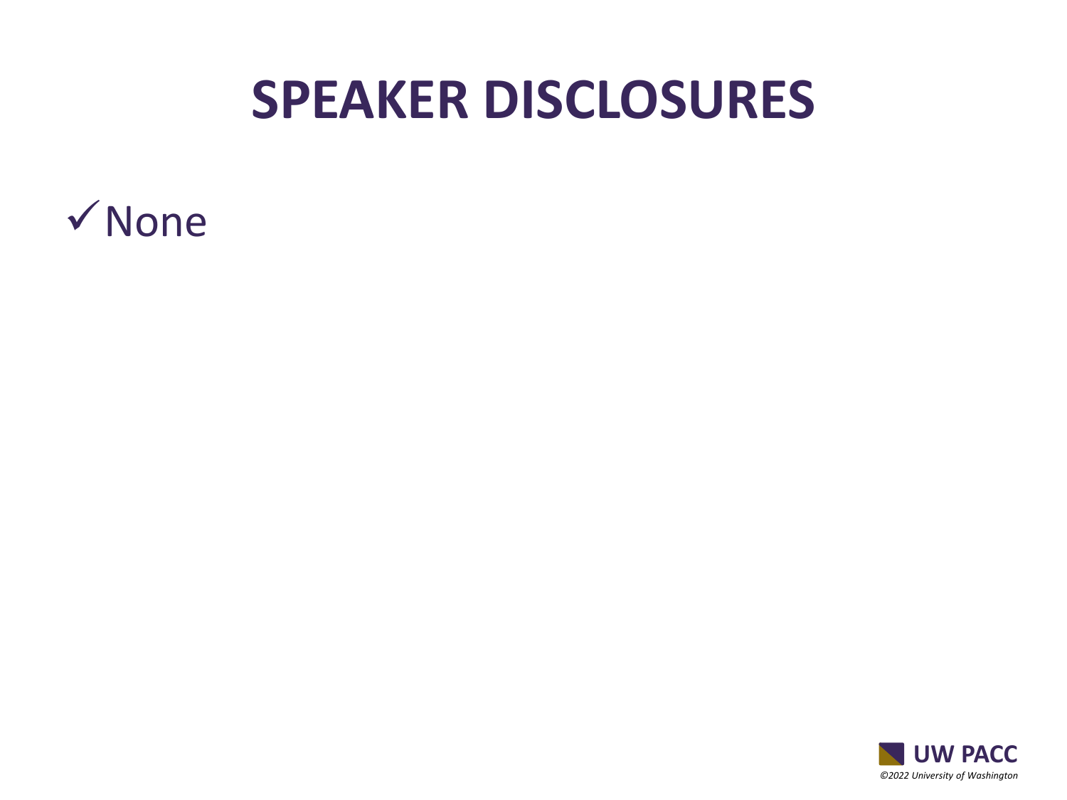# SPEAKER DISCLOSURES

- ✓ None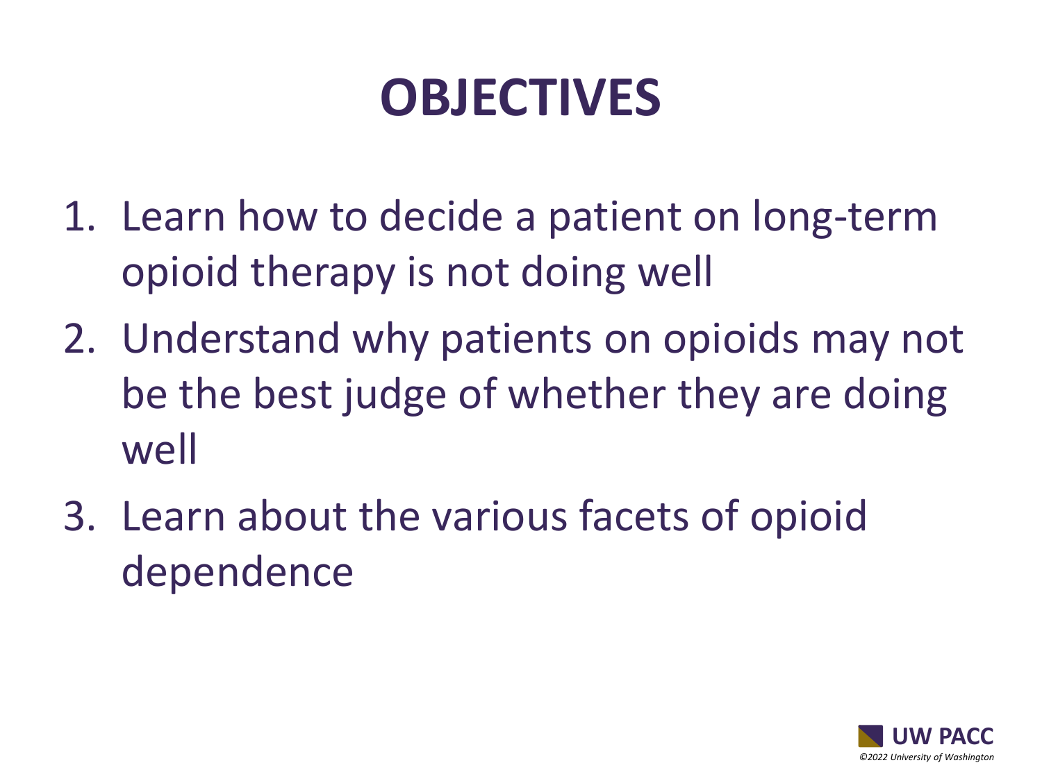# OBJECTIVES

1. Learn how to decide a patient on long-term opioid therapy is not doing well
2. Understand why patients on opioids may not be the best judge of whether they are doing well
3. Learn about the various facets of opioid dependence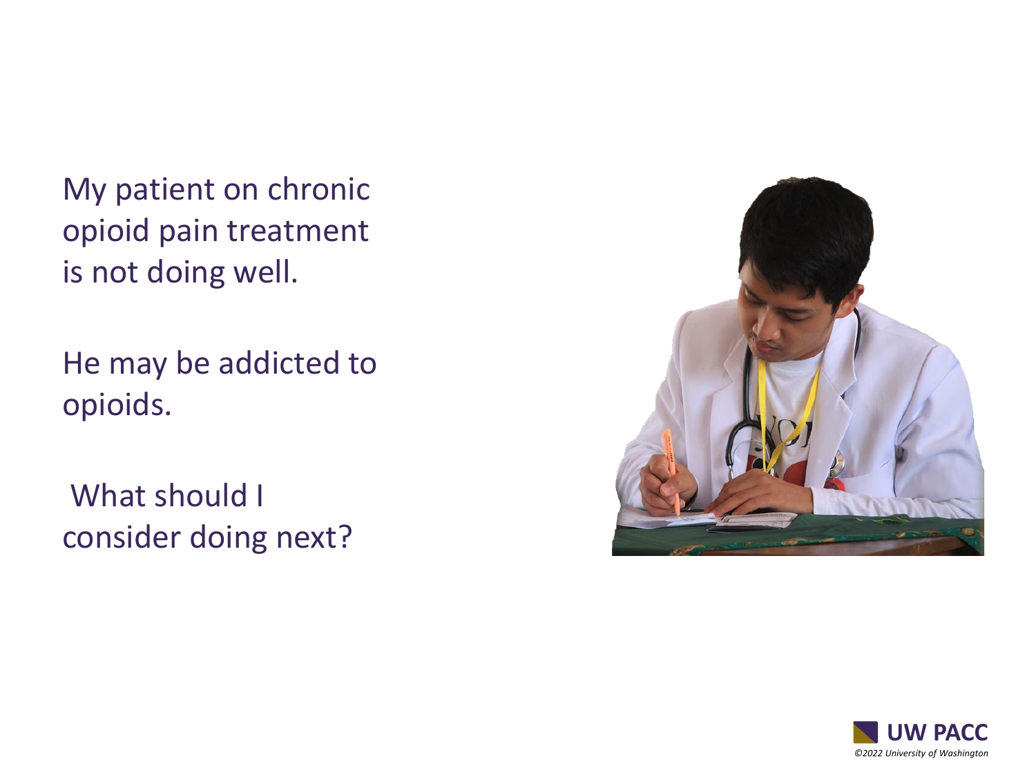My patient on chronic opioid pain treatment is not doing well.

He may be addicted to opioids.

What should I consider doing next?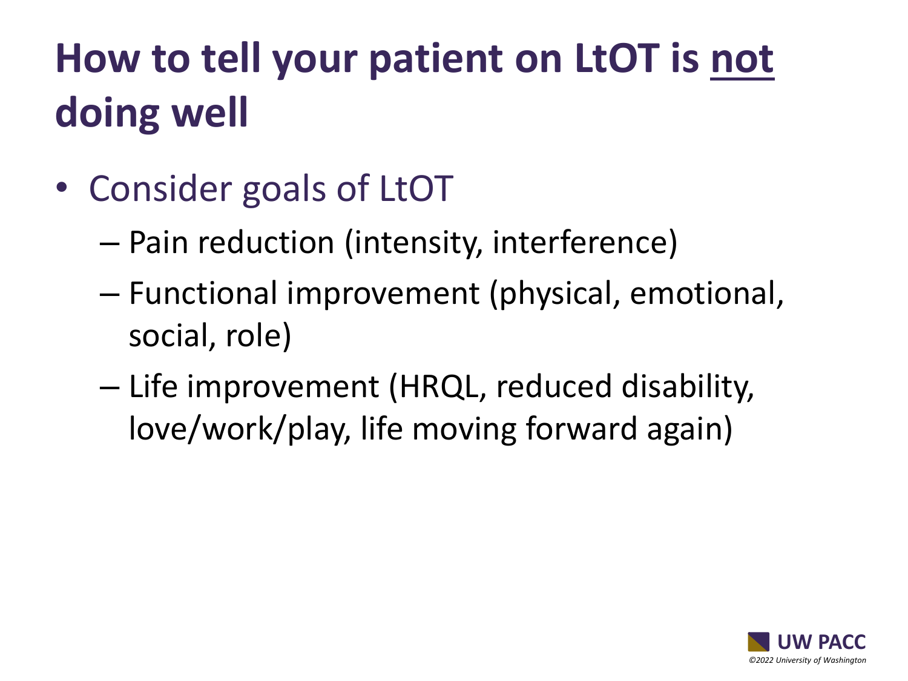# How to tell your patient on LtOT is <u>not</u> doing well

- Consider goals of LtOT
  - Pain reduction (intensity, interference)
  - Functional improvement (physical, emotional, social, role)
  - Life improvement (HRQL, reduced disability, love/work/play, life moving forward again)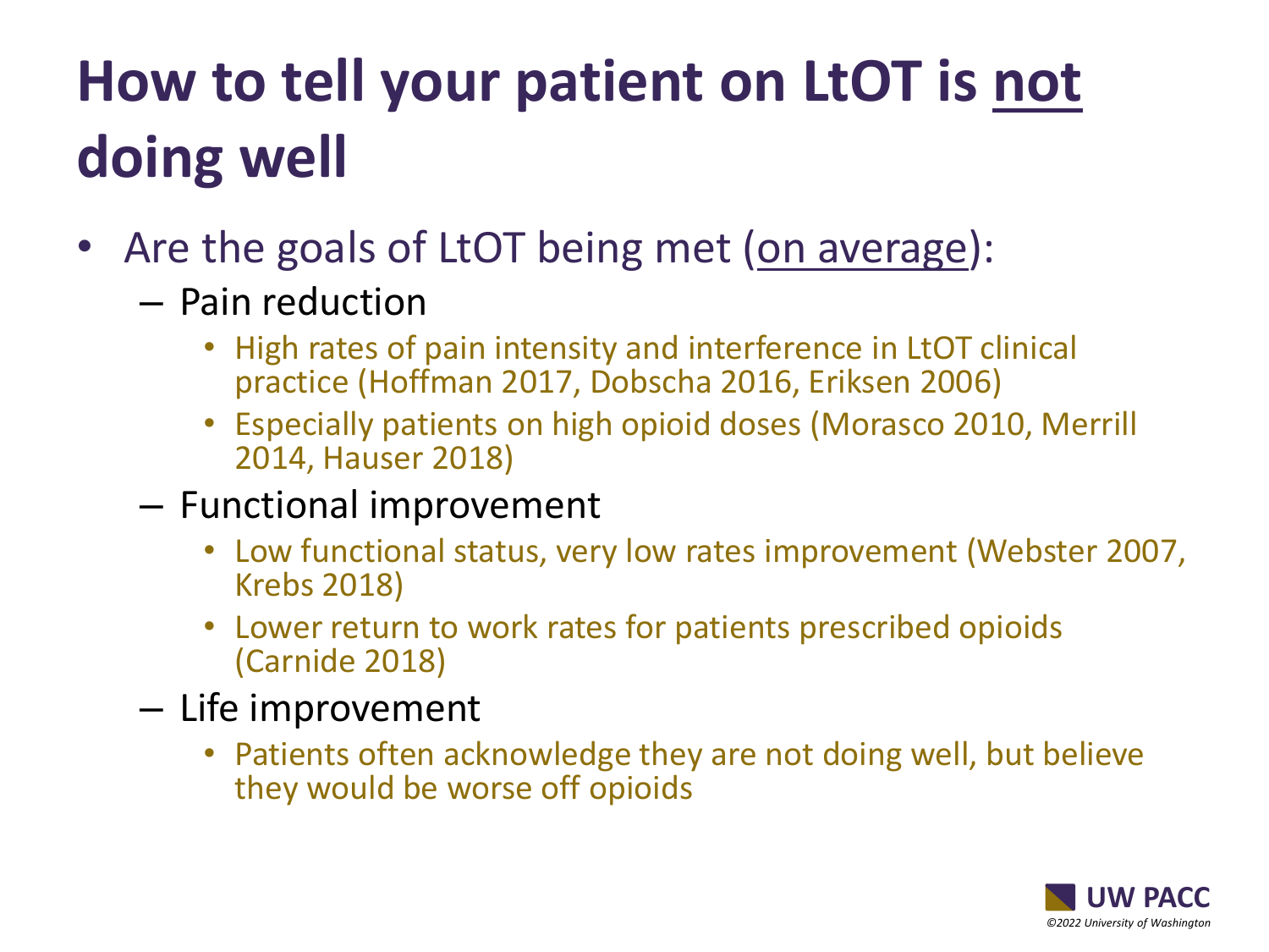# How to tell your patient on LtOT is <u>not</u> doing well

- Are the goals of LtOT being met (<u>on average</u>):
  - Pain reduction
    - High rates of pain intensity and interference in LtOT clinical practice (Hoffman 2017, Dobscha 2016, Eriksen 2006)
    - Especially patients on high opioid doses (Morasco 2010, Merrill 2014, Hauser 2018)
  - Functional improvement
    - Low functional status, very low rates improvement (Webster 2007, Krebs 2018)
    - Lower return to work rates for patients prescribed opioids (Carnide 2018)
  - Life improvement
    - Patients often acknowledge they are not doing well, but believe they would be worse off opioids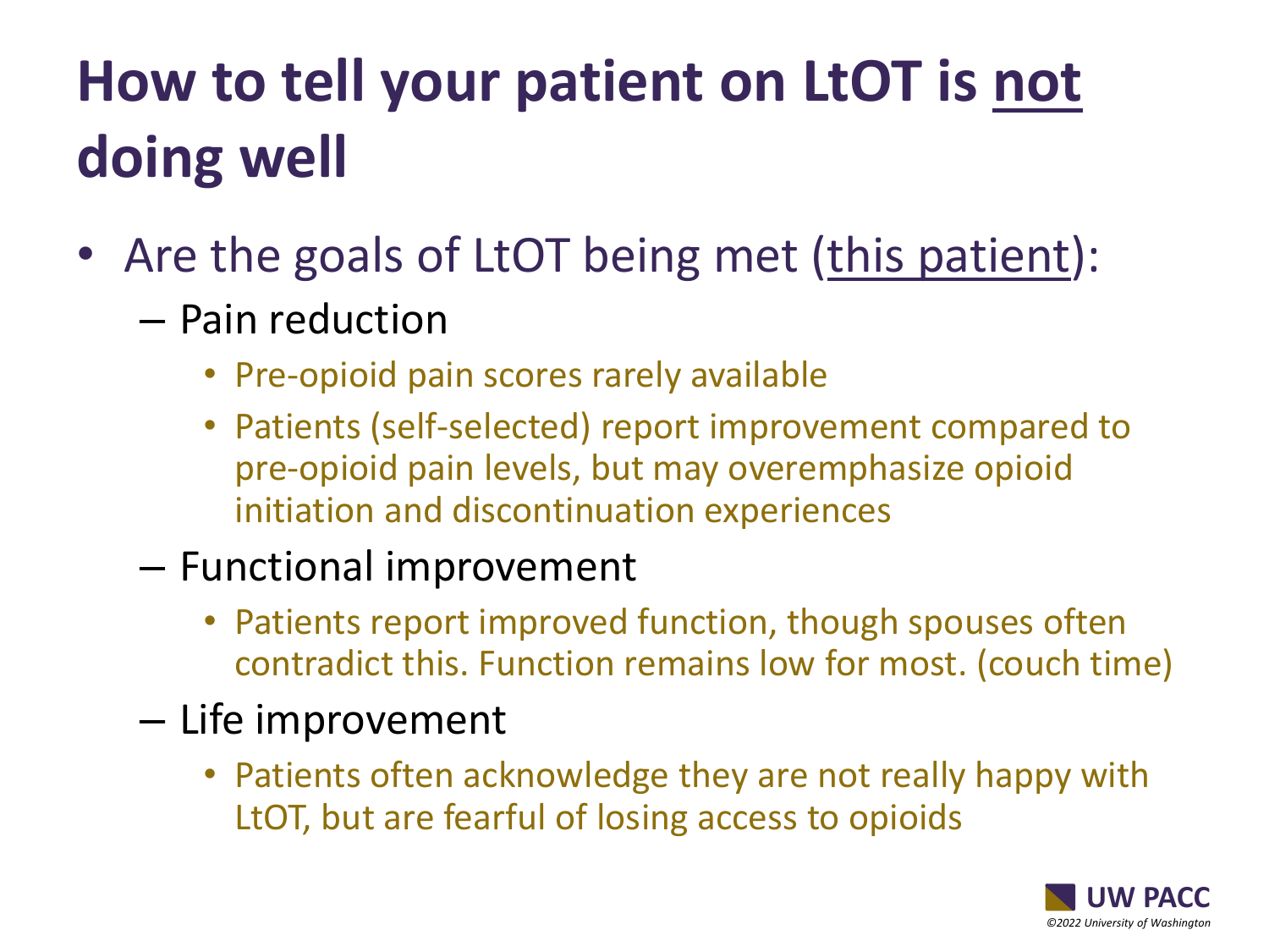# How to tell your patient on LtOT is not doing well

- Are the goals of LtOT being met (this patient):
  - Pain reduction
    - Pre-opioid pain scores rarely available
    - Patients (self-selected) report improvement compared to pre-opioid pain levels, but may overemphasize opioid initiation and discontinuation experiences
  - Functional improvement
    - Patients report improved function, though spouses often contradict this. Function remains low for most. (couch time)
  - Life improvement
    - Patients often acknowledge they are not really happy with LtOT, but are fearful of losing access to opioids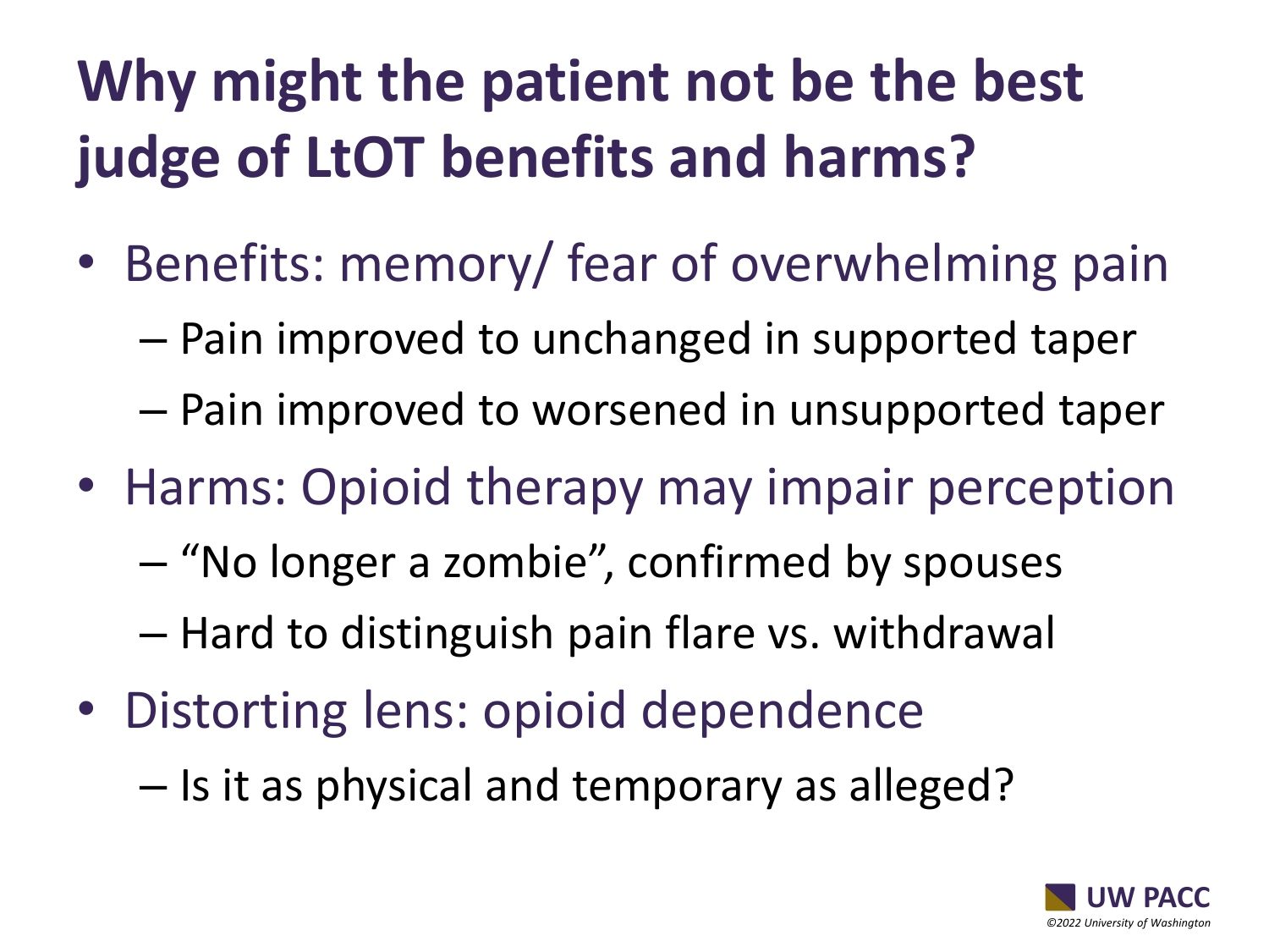# Why might the patient not be the best judge of LtOT benefits and harms?

- Benefits: memory/ fear of overwhelming pain
  - Pain improved to unchanged in supported taper
  - Pain improved to worsened in unsupported taper
- Harms: Opioid therapy may impair perception
  - “No longer a zombie”, confirmed by spouses
  - Hard to distinguish pain flare vs. withdrawal
- Distorting lens: opioid dependence
  - Is it as physical and temporary as alleged?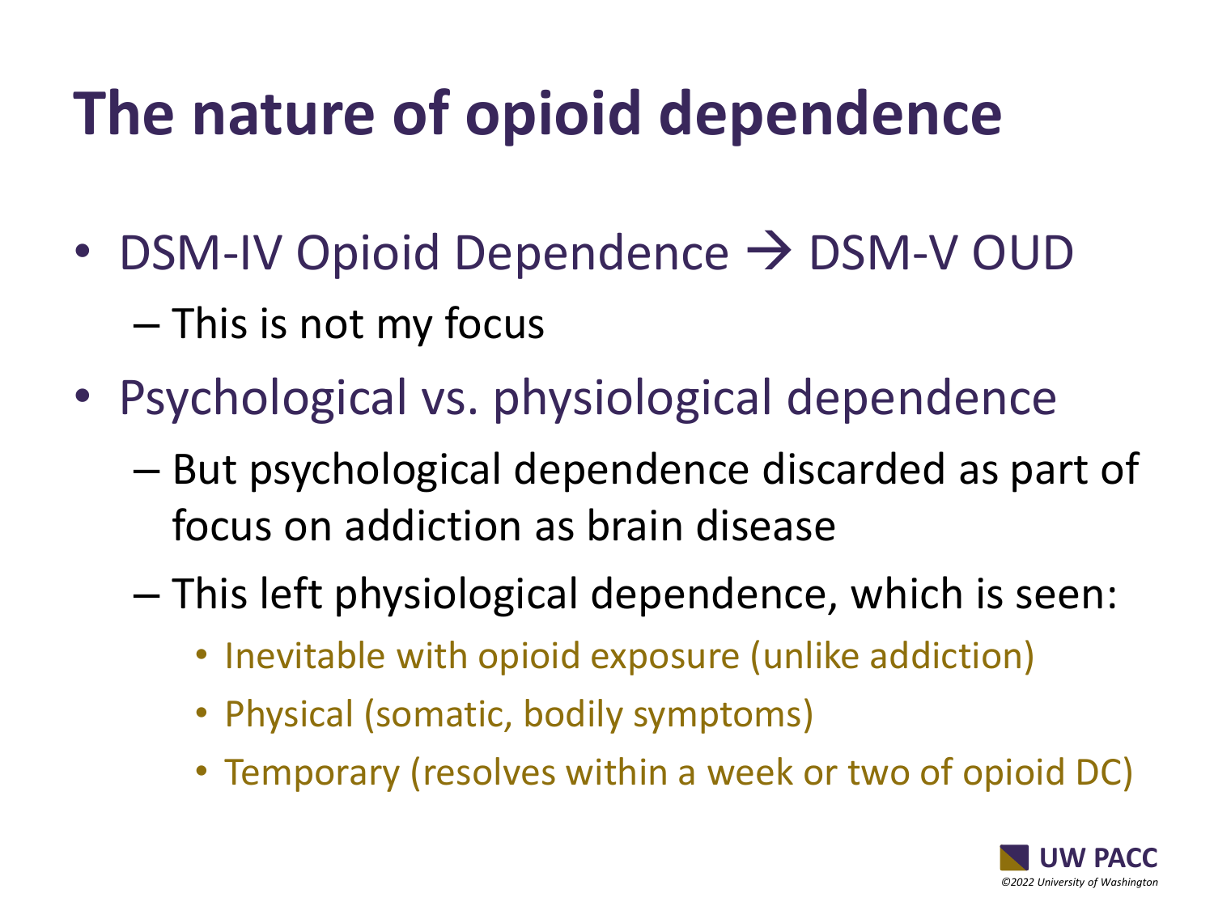# The nature of opioid dependence

- DSM-IV Opioid Dependence → DSM-V OUD
  - This is not my focus
- Psychological vs. physiological dependence
  - But psychological dependence discarded as part of focus on addiction as brain disease
  - This left physiological dependence, which is seen:
    - Inevitable with opioid exposure (unlike addiction)
    - Physical (somatic, bodily symptoms)
    - Temporary (resolves within a week or two of opioid DC)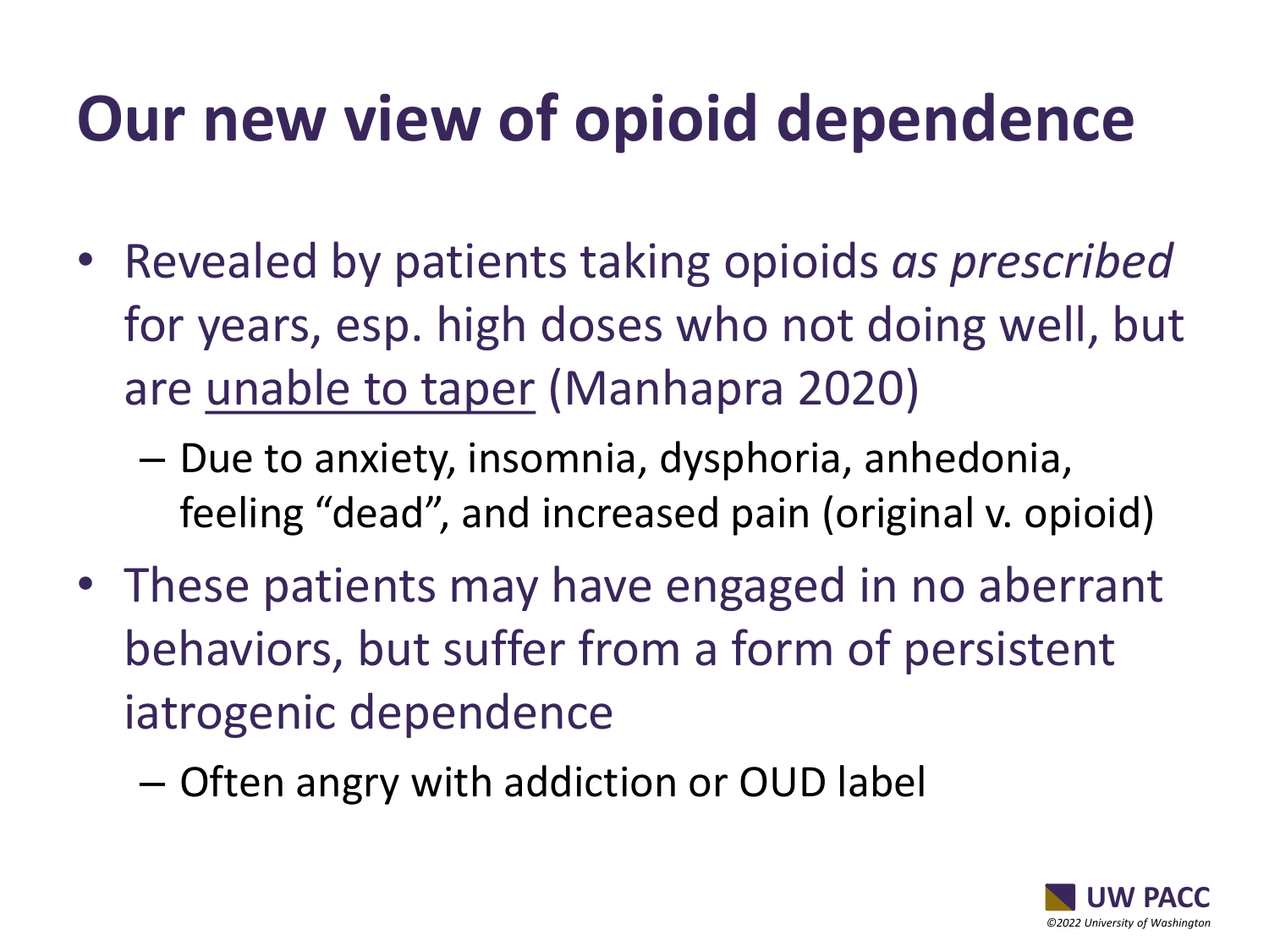# Our new view of opioid dependence

- Revealed by patients taking opioids *as prescribed* for years, esp. high doses who not doing well, but are <u>unable to taper</u> (Manhapra 2020)
  - Due to anxiety, insomnia, dysphoria, anhedonia, feeling "dead", and increased pain (original v. opioid)
- These patients may have engaged in no aberrant behaviors, but suffer from a form of persistent iatrogenic dependence
  - Often angry with addiction or OUD label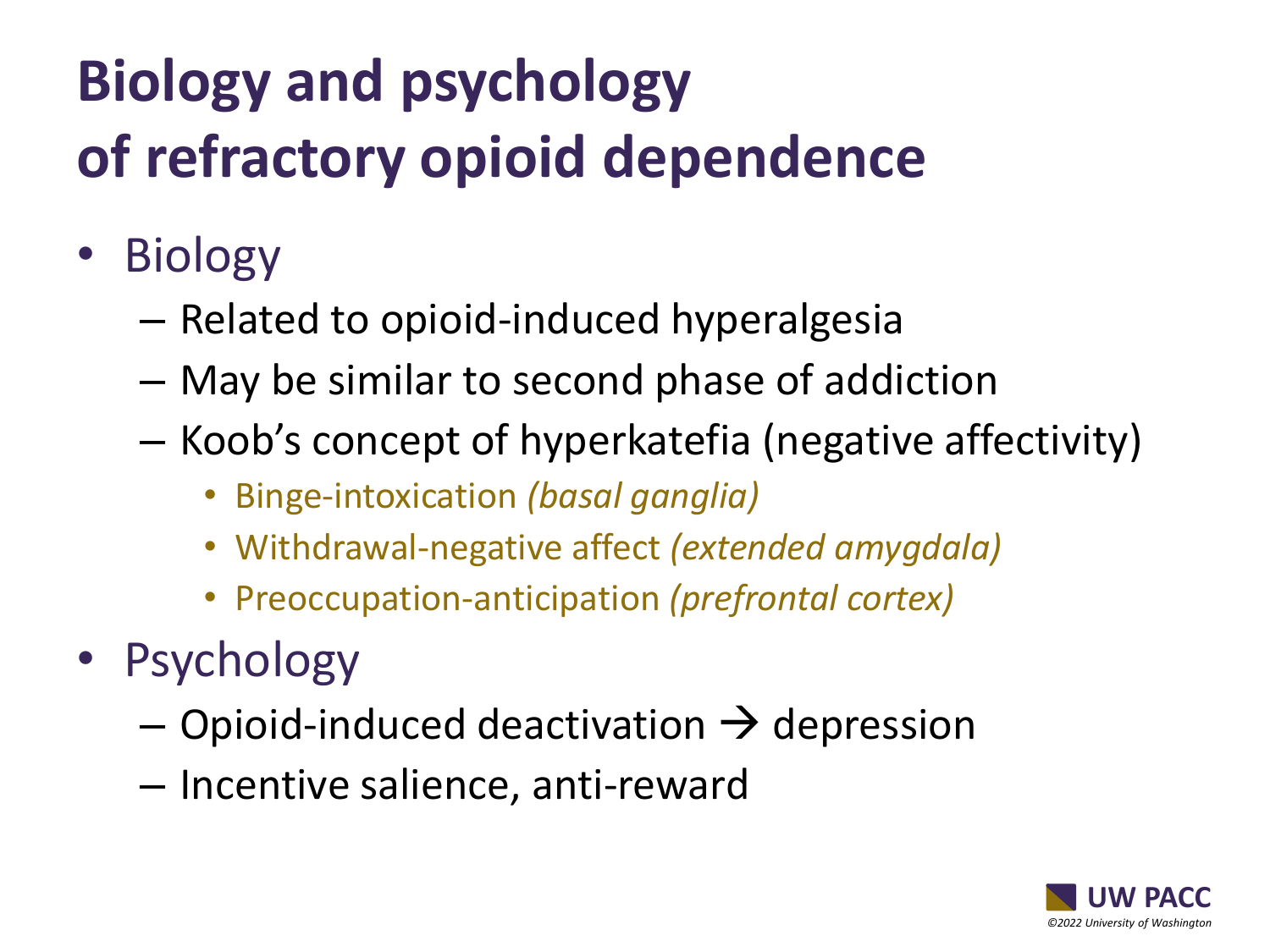# Biology and psychology of refractory opioid dependence

- Biology
  - Related to opioid-induced hyperalgesia
  - May be similar to second phase of addiction
  - Koob's concept of hyperkatefia (negative affectivity)
    - Binge-intoxication *(basal ganglia)*
    - Withdrawal-negative affect *(extended amygdala)*
    - Preoccupation-anticipation *(prefrontal cortex)*
- Psychology
  - Opioid-induced deactivation → depression
  - Incentive salience, anti-reward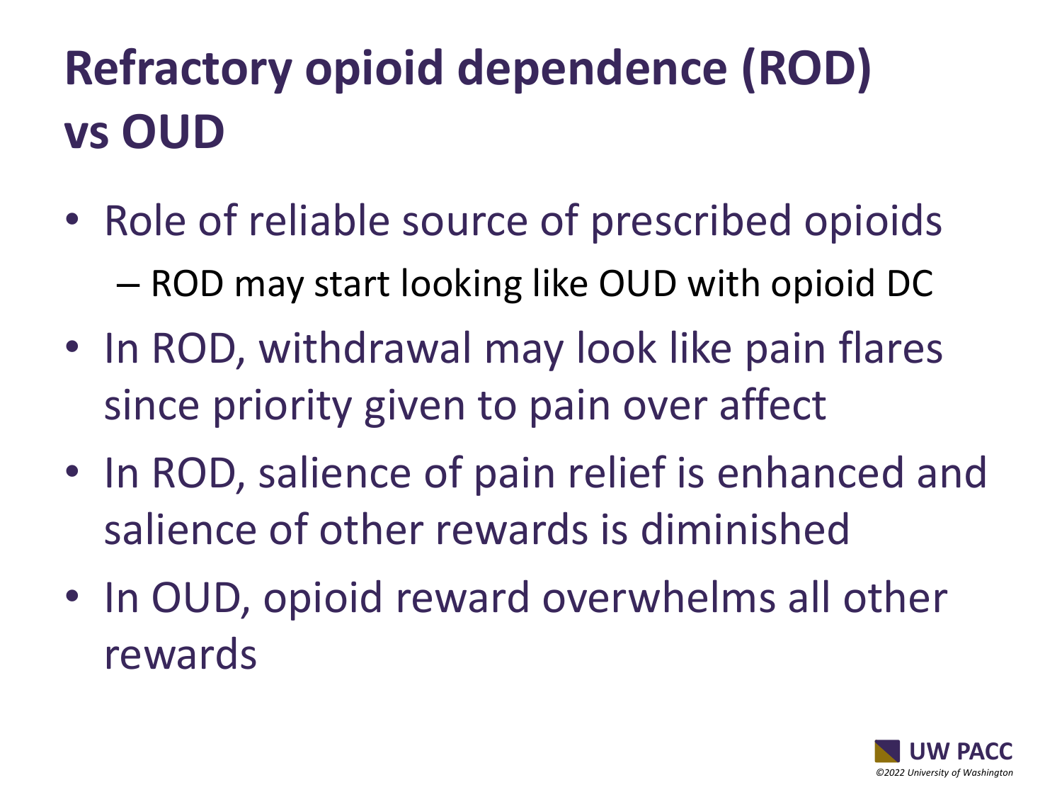# Refractory opioid dependence (ROD) vs OUD

- Role of reliable source of prescribed opioids
  - ROD may start looking like OUD with opioid DC
- In ROD, withdrawal may look like pain flares since priority given to pain over affect
- In ROD, salience of pain relief is enhanced and salience of other rewards is diminished
- In OUD, opioid reward overwhelms all other rewards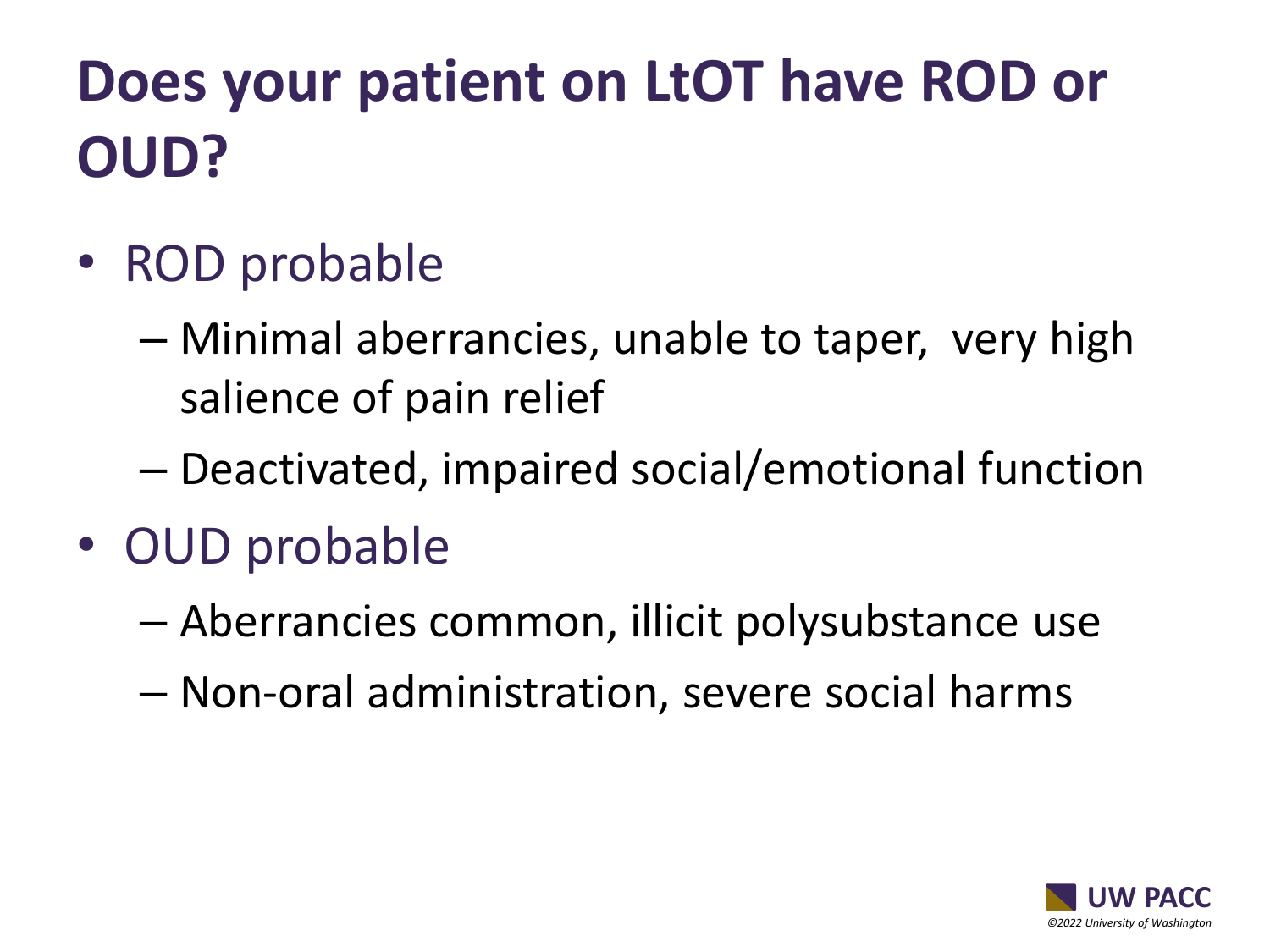# Does your patient on LtOT have ROD or OUD?

- ROD probable
  - Minimal aberrancies, unable to taper, very high salience of pain relief
  - Deactivated, impaired social/emotional function
- OUD probable
  - Aberrancies common, illicit polysubstance use
  - Non-oral administration, severe social harms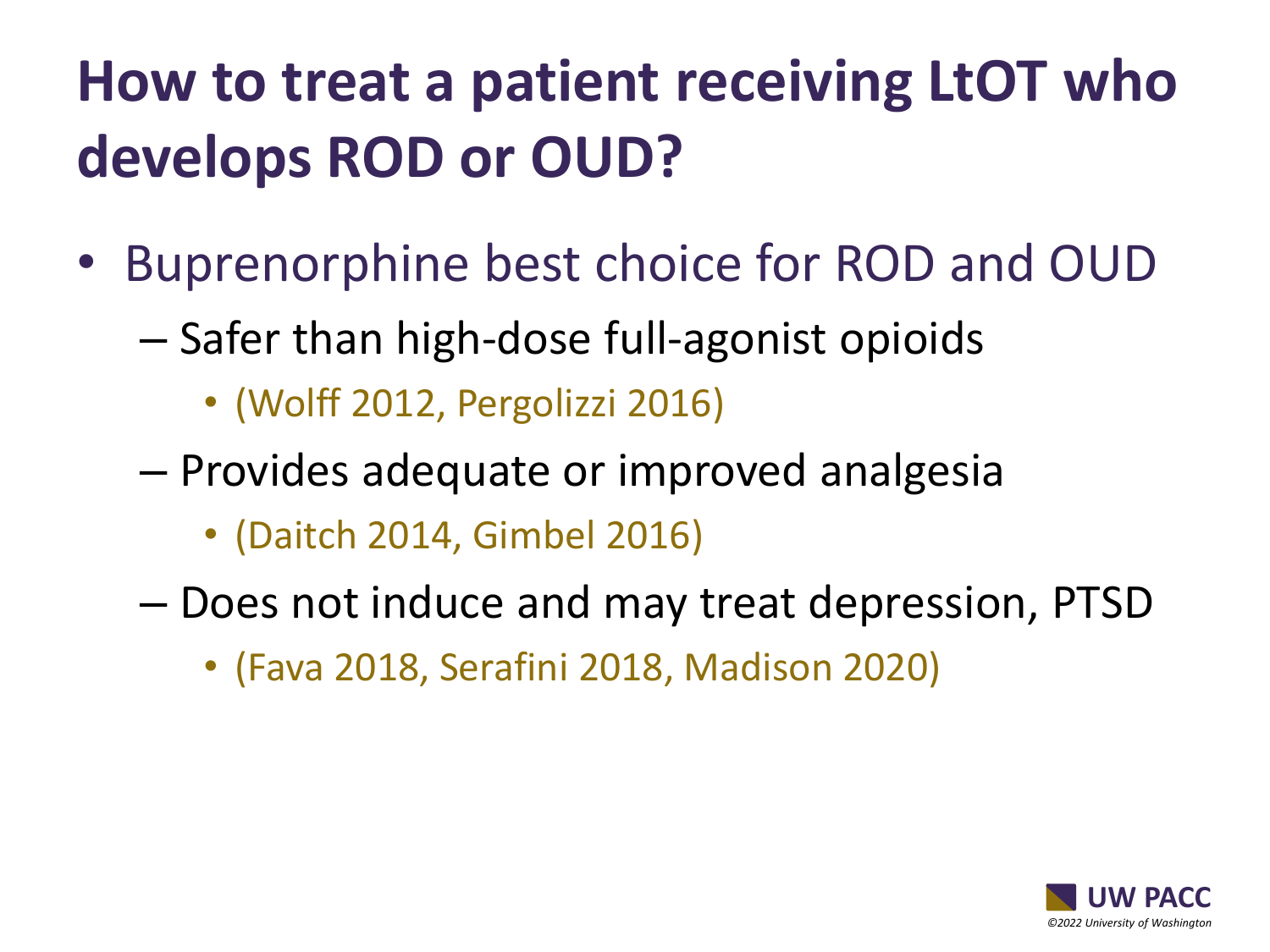# How to treat a patient receiving LtOT who develops ROD or OUD?

- Buprenorphine best choice for ROD and OUD
  - Safer than high-dose full-agonist opioids
    - (Wolff 2012, Pergolizzi 2016)
  - Provides adequate or improved analgesia
    - (Daitch 2014, Gimbel 2016)
  - Does not induce and may treat depression, PTSD
    - (Fava 2018, Serafini 2018, Madison 2020)